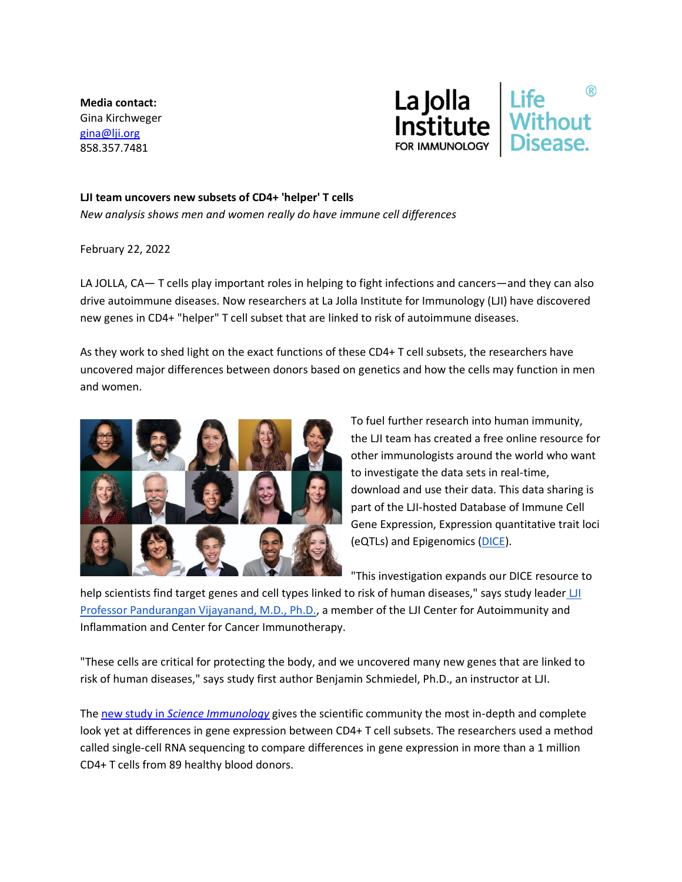**Media contact:**
Gina Kirchweger
gina@lji.org
858.357.7481

La Jolla Institute FOR IMMUNOLOGY | Life Without Disease.®

**LJI team uncovers new subsets of CD4+ 'helper' T cells**
*New analysis shows men and women really do have immune cell differences*

February 22, 2022

LA JOLLA, CA— T cells play important roles in helping to fight infections and cancers—and they can also drive autoimmune diseases. Now researchers at La Jolla Institute for Immunology (LJI) have discovered new genes in CD4+ "helper" T cell subset that are linked to risk of autoimmune diseases.

As they work to shed light on the exact functions of these CD4+ T cell subsets, the researchers have uncovered major differences between donors based on genetics and how the cells may function in men and women.

To fuel further research into human immunity, the LJI team has created a free online resource for other immunologists around the world who want to investigate the data sets in real-time, download and use their data. This data sharing is part of the LJI-hosted Database of Immune Cell Gene Expression, Expression quantitative trait loci (eQTLs) and Epigenomics (DICE).

"This investigation expands our DICE resource to help scientists find target genes and cell types linked to risk of human diseases," says study leader LJI Professor Pandurangan Vijayanand, M.D., Ph.D., a member of the LJI Center for Autoimmunity and Inflammation and Center for Cancer Immunotherapy.

"These cells are critical for protecting the body, and we uncovered many new genes that are linked to risk of human diseases," says study first author Benjamin Schmiedel, Ph.D., an instructor at LJI.

The new study in *Science Immunology* gives the scientific community the most in-depth and complete look yet at differences in gene expression between CD4+ T cell subsets. The researchers used a method called single-cell RNA sequencing to compare differences in gene expression in more than a 1 million CD4+ T cells from 89 healthy blood donors.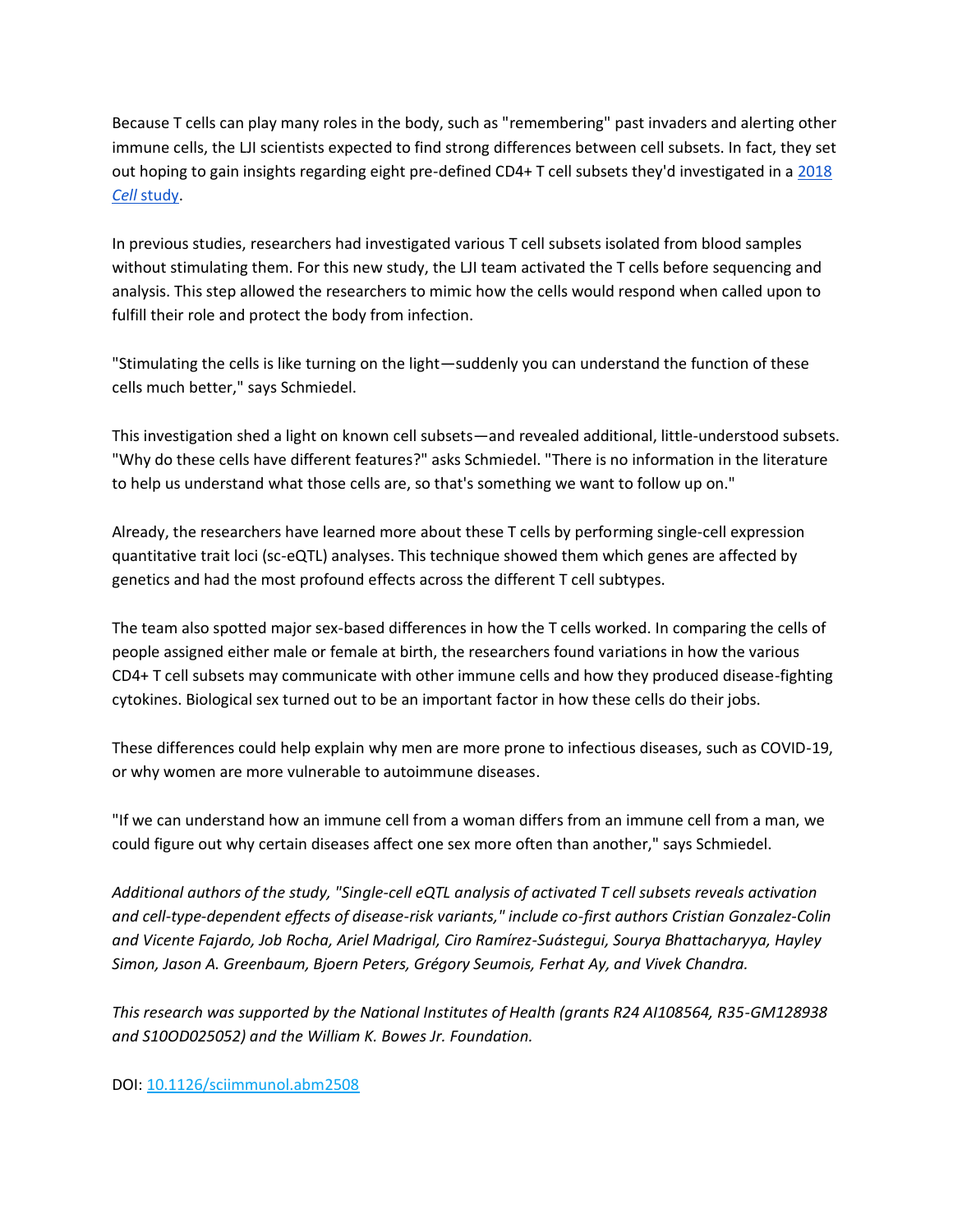Because T cells can play many roles in the body, such as "remembering" past invaders and alerting other immune cells, the LJI scientists expected to find strong differences between cell subsets. In fact, they set out hoping to gain insights regarding eight pre-defined CD4+ T cell subsets they'd investigated in a [2018 *Cell* study].

In previous studies, researchers had investigated various T cell subsets isolated from blood samples without stimulating them. For this new study, the LJI team activated the T cells before sequencing and analysis. This step allowed the researchers to mimic how the cells would respond when called upon to fulfill their role and protect the body from infection.

"Stimulating the cells is like turning on the light—suddenly you can understand the function of these cells much better," says Schmiedel.

This investigation shed a light on known cell subsets—and revealed additional, little-understood subsets. "Why do these cells have different features?" asks Schmiedel. "There is no information in the literature to help us understand what those cells are, so that's something we want to follow up on."

Already, the researchers have learned more about these T cells by performing single-cell expression quantitative trait loci (sc-eQTL) analyses. This technique showed them which genes are affected by genetics and had the most profound effects across the different T cell subtypes.

The team also spotted major sex-based differences in how the T cells worked. In comparing the cells of people assigned either male or female at birth, the researchers found variations in how the various CD4+ T cell subsets may communicate with other immune cells and how they produced disease-fighting cytokines. Biological sex turned out to be an important factor in how these cells do their jobs.

These differences could help explain why men are more prone to infectious diseases, such as COVID-19, or why women are more vulnerable to autoimmune diseases.

"If we can understand how an immune cell from a woman differs from an immune cell from a man, we could figure out why certain diseases affect one sex more often than another," says Schmiedel.

*Additional authors of the study, "Single-cell eQTL analysis of activated T cell subsets reveals activation and cell-type-dependent effects of disease-risk variants," include co-first authors Cristian Gonzalez-Colin and Vicente Fajardo, Job Rocha, Ariel Madrigal, Ciro Ramírez-Suástegui, Sourya Bhattacharyya, Hayley Simon, Jason A. Greenbaum, Bjoern Peters, Grégory Seumois, Ferhat Ay, and Vivek Chandra.*

*This research was supported by the National Institutes of Health (grants R24 AI108564, R35-GM128938 and S10OD025052) and the William K. Bowes Jr. Foundation.*

DOI: [10.1126/sciimmunol.abm2508]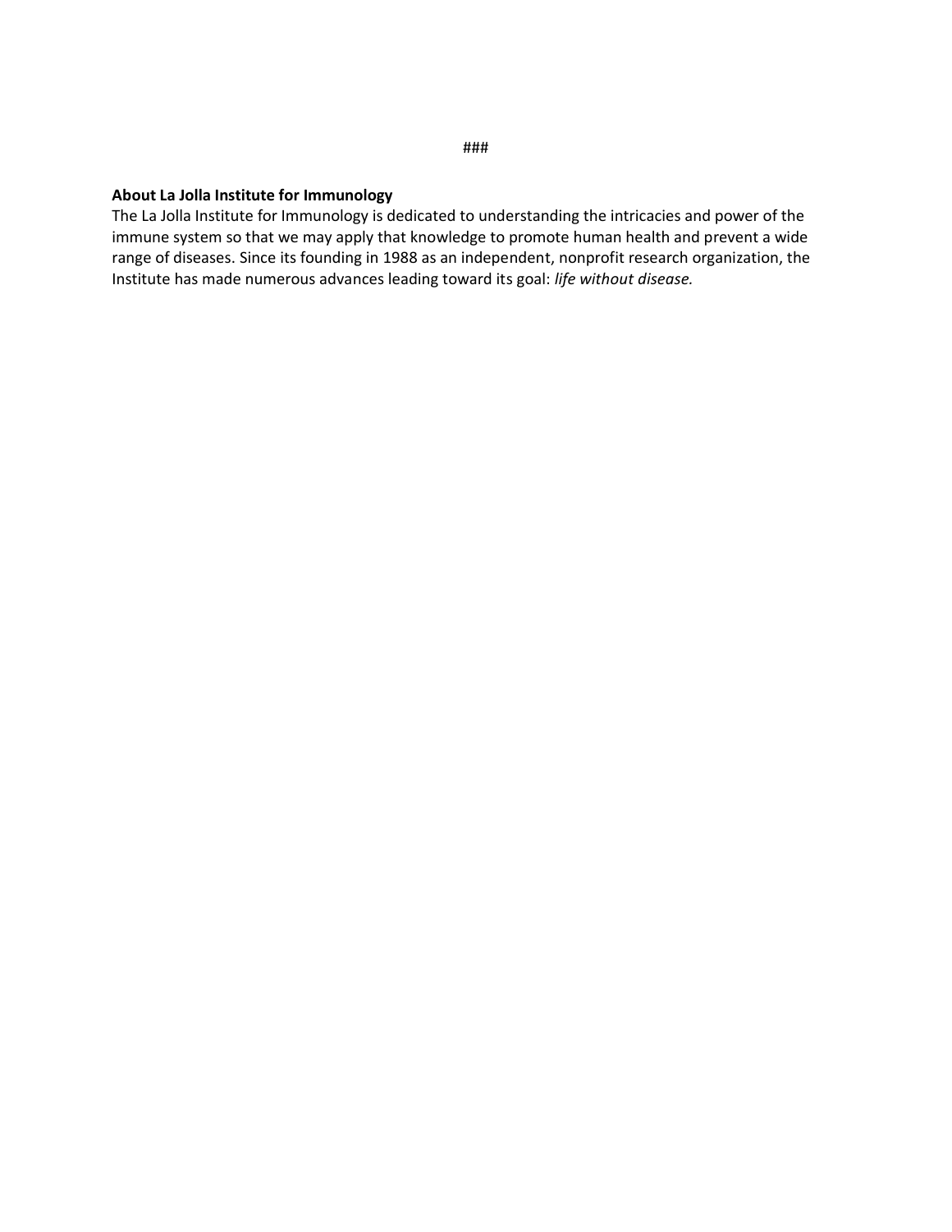###

**About La Jolla Institute for Immunology**

The La Jolla Institute for Immunology is dedicated to understanding the intricacies and power of the immune system so that we may apply that knowledge to promote human health and prevent a wide range of diseases. Since its founding in 1988 as an independent, nonprofit research organization, the Institute has made numerous advances leading toward its goal: *life without disease.*